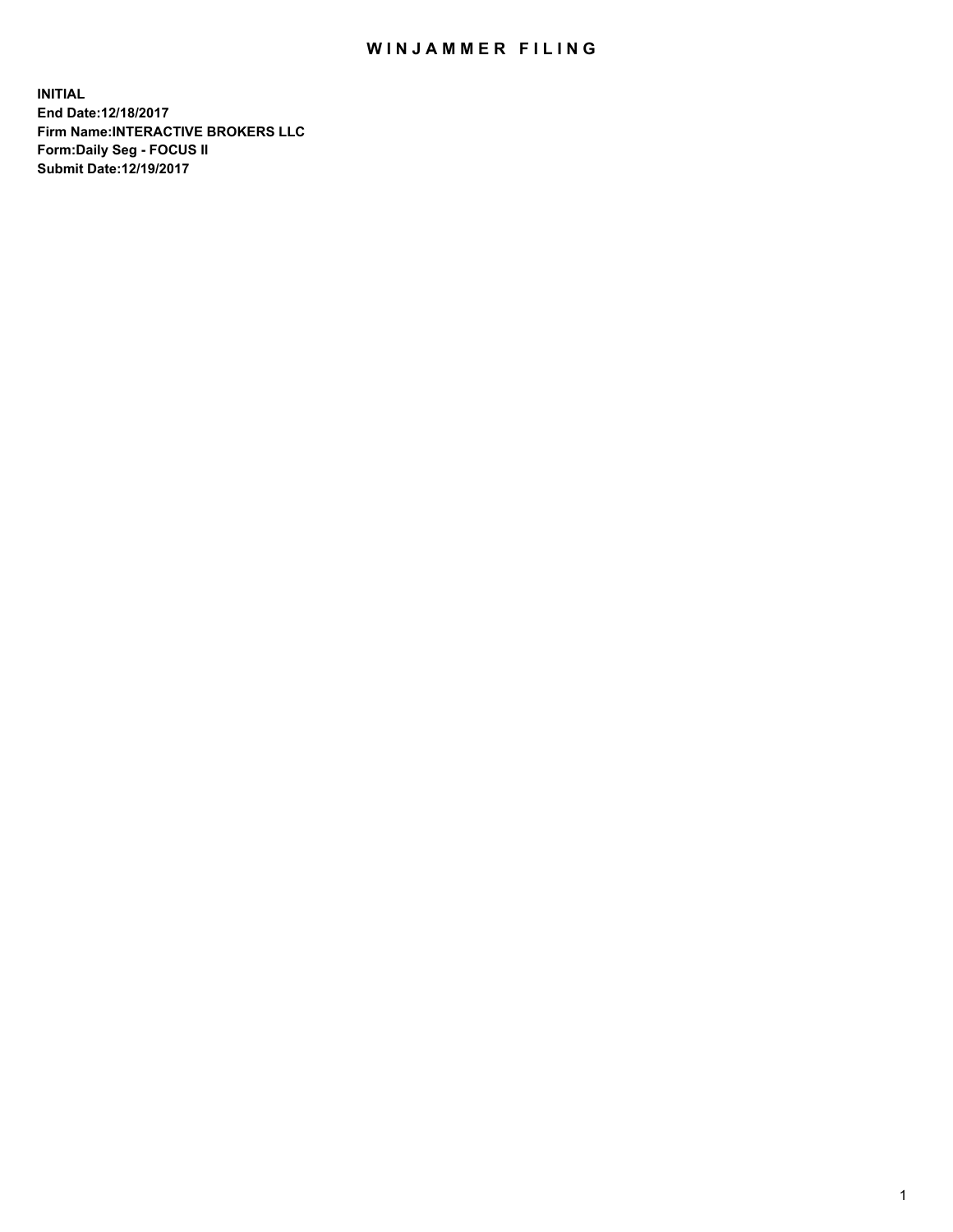# WINJAMMER FILING

**INITIAL**
**End Date:12/18/2017**
**Firm Name:INTERACTIVE BROKERS LLC**
**Form:Daily Seg - FOCUS II**
**Submit Date:12/19/2017**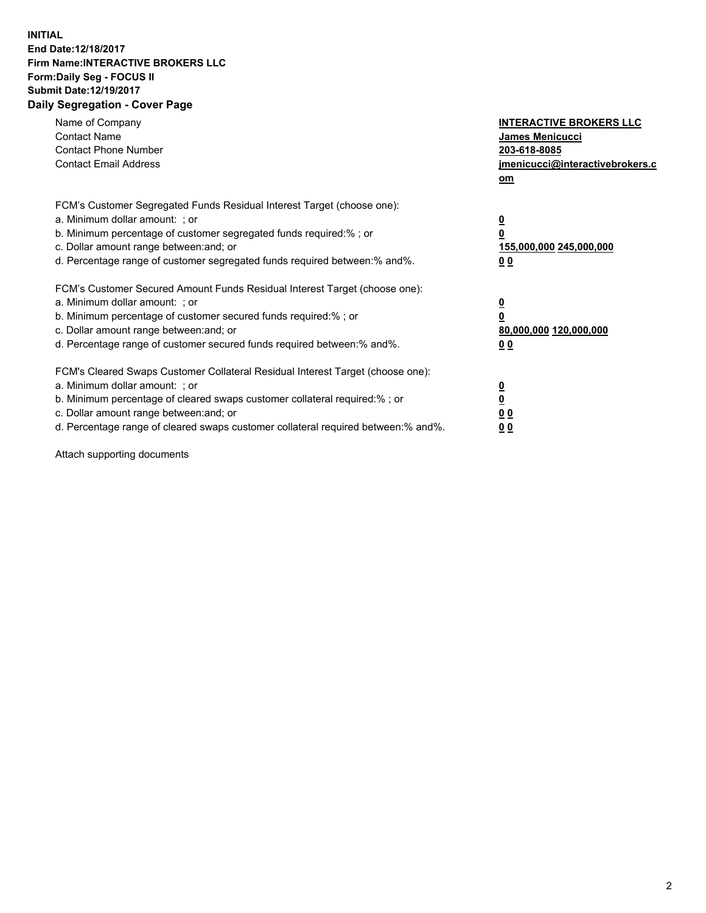**INITIAL**
**End Date:12/18/2017**
**Firm Name:INTERACTIVE BROKERS LLC**
**Form:Daily Seg - FOCUS II**
**Submit Date:12/19/2017**
**Daily Segregation - Cover Page**

| | |
|---|---|
| Name of Company | **INTERACTIVE BROKERS LLC** |
| Contact Name | **James Menicucci** |
| Contact Phone Number | **203-618-8085** |
| Contact Email Address | **jmenicucci@interactivebrokers.com** |

FCM's Customer Segregated Funds Residual Interest Target (choose one):

| | |
|---|---|
| a. Minimum dollar amount: ; or | **0** |
| b. Minimum percentage of customer segregated funds required:% ; or | **0** |
| c. Dollar amount range between:and; or | **155,000,000 245,000,000** |
| d. Percentage range of customer segregated funds required between:% and%. | **0 0** |

FCM's Customer Secured Amount Funds Residual Interest Target (choose one):

| | |
|---|---|
| a. Minimum dollar amount: ; or | **0** |
| b. Minimum percentage of customer secured funds required:% ; or | **0** |
| c. Dollar amount range between:and; or | **80,000,000 120,000,000** |
| d. Percentage range of customer secured funds required between:% and%. | **0 0** |

FCM's Cleared Swaps Customer Collateral Residual Interest Target (choose one):

| | |
|---|---|
| a. Minimum dollar amount: ; or | **0** |
| b. Minimum percentage of cleared swaps customer collateral required:% ; or | **0** |
| c. Dollar amount range between:and; or | **0 0** |
| d. Percentage range of cleared swaps customer collateral required between:% and%. | **0 0** |

Attach supporting documents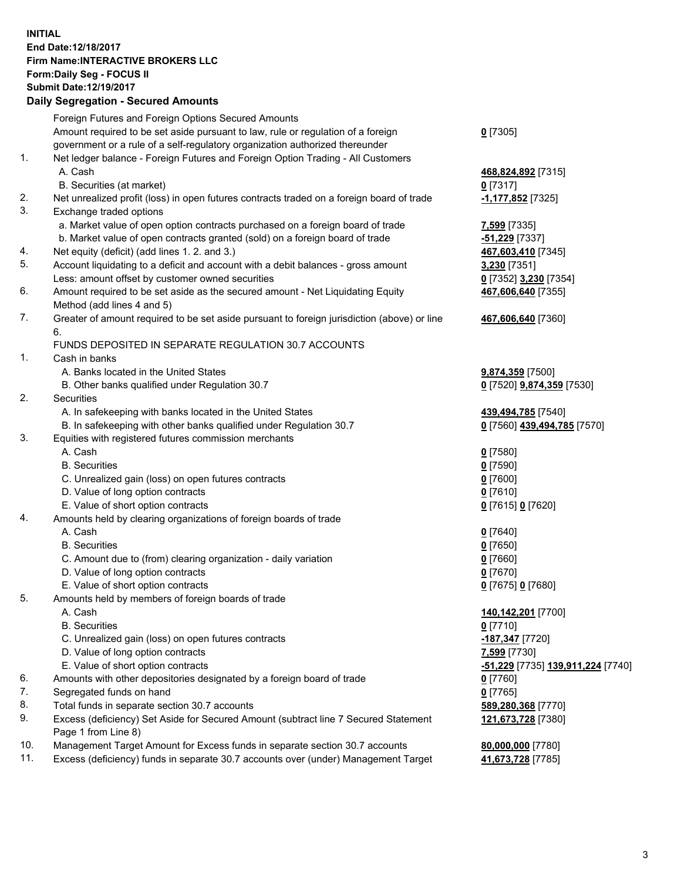**INITIAL**
**End Date:12/18/2017**
**Firm Name:INTERACTIVE BROKERS LLC**
**Form:Daily Seg - FOCUS II**
**Submit Date:12/19/2017**

## Daily Segregation - Secured Amounts

| | | |
|---|---|---|
| | Foreign Futures and Foreign Options Secured Amounts | |
| | Amount required to be set aside pursuant to law, rule or regulation of a foreign government or a rule of a self-regulatory organization authorized thereunder | **0** [7305] |
| 1. | Net ledger balance - Foreign Futures and Foreign Option Trading - All Customers | |
| | A. Cash | **468,824,892** [7315] |
| | B. Securities (at market) | **0** [7317] |
| 2. | Net unrealized profit (loss) in open futures contracts traded on a foreign board of trade | **-1,177,852** [7325] |
| 3. | Exchange traded options | |
| | a. Market value of open option contracts purchased on a foreign board of trade | **7,599** [7335] |
| | b. Market value of open contracts granted (sold) on a foreign board of trade | **-51,229** [7337] |
| 4. | Net equity (deficit) (add lines 1. 2. and 3.) | **467,603,410** [7345] |
| 5. | Account liquidating to a deficit and account with a debit balances - gross amount | **3,230** [7351] |
| | Less: amount offset by customer owned securities | **0** [7352] **3,230** [7354] |
| 6. | Amount required to be set aside as the secured amount - Net Liquidating Equity Method (add lines 4 and 5) | **467,606,640** [7355] |
| 7. | Greater of amount required to be set aside pursuant to foreign jurisdiction (above) or line 6. | **467,606,640** [7360] |
| | FUNDS DEPOSITED IN SEPARATE REGULATION 30.7 ACCOUNTS | |
| 1. | Cash in banks | |
| | A. Banks located in the United States | **9,874,359** [7500] |
| | B. Other banks qualified under Regulation 30.7 | **0** [7520] **9,874,359** [7530] |
| 2. | Securities | |
| | A. In safekeeping with banks located in the United States | **439,494,785** [7540] |
| | B. In safekeeping with other banks qualified under Regulation 30.7 | **0** [7560] **439,494,785** [7570] |
| 3. | Equities with registered futures commission merchants | |
| | A. Cash | **0** [7580] |
| | B. Securities | **0** [7590] |
| | C. Unrealized gain (loss) on open futures contracts | **0** [7600] |
| | D. Value of long option contracts | **0** [7610] |
| | E. Value of short option contracts | **0** [7615] **0** [7620] |
| 4. | Amounts held by clearing organizations of foreign boards of trade | |
| | A. Cash | **0** [7640] |
| | B. Securities | **0** [7650] |
| | C. Amount due to (from) clearing organization - daily variation | **0** [7660] |
| | D. Value of long option contracts | **0** [7670] |
| | E. Value of short option contracts | **0** [7675] **0** [7680] |
| 5. | Amounts held by members of foreign boards of trade | |
| | A. Cash | **140,142,201** [7700] |
| | B. Securities | **0** [7710] |
| | C. Unrealized gain (loss) on open futures contracts | **-187,347** [7720] |
| | D. Value of long option contracts | **7,599** [7730] |
| | E. Value of short option contracts | **-51,229** [7735] **139,911,224** [7740] |
| 6. | Amounts with other depositories designated by a foreign board of trade | **0** [7760] |
| 7. | Segregated funds on hand | **0** [7765] |
| 8. | Total funds in separate section 30.7 accounts | **589,280,368** [7770] |
| 9. | Excess (deficiency) Set Aside for Secured Amount (subtract line 7 Secured Statement Page 1 from Line 8) | **121,673,728** [7380] |
| 10. | Management Target Amount for Excess funds in separate section 30.7 accounts | **80,000,000** [7780] |
| 11. | Excess (deficiency) funds in separate 30.7 accounts over (under) Management Target | **41,673,728** [7785] |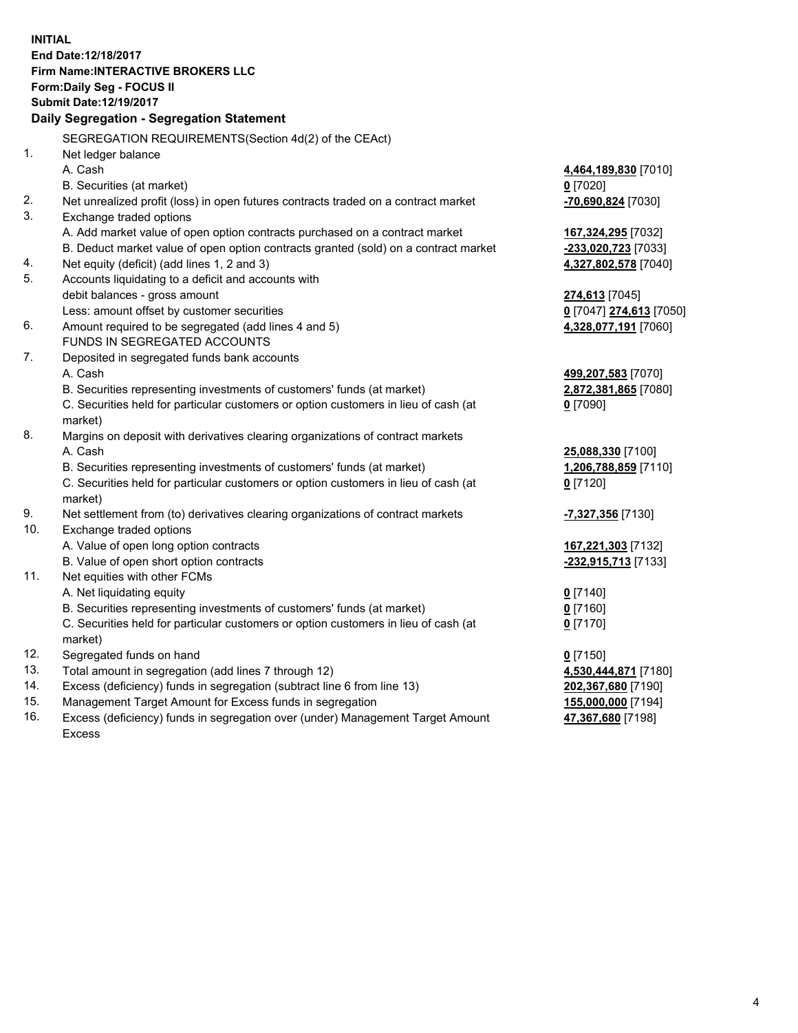**INITIAL**
**End Date:12/18/2017**
**Firm Name:INTERACTIVE BROKERS LLC**
**Form:Daily Seg - FOCUS II**
**Submit Date:12/19/2017**

**Daily Segregation - Segregation Statement**

| | | |
|---|---|---|
| | SEGREGATION REQUIREMENTS(Section 4d(2) of the CEAct) | |
| 1. | Net ledger balance | |
| | A. Cash | **4,464,189,830** [7010] |
| | B. Securities (at market) | **0** [7020] |
| 2. | Net unrealized profit (loss) in open futures contracts traded on a contract market | **-70,690,824** [7030] |
| 3. | Exchange traded options | |
| | A. Add market value of open option contracts purchased on a contract market | **167,324,295** [7032] |
| | B. Deduct market value of open option contracts granted (sold) on a contract market | **-233,020,723** [7033] |
| 4. | Net equity (deficit) (add lines 1, 2 and 3) | **4,327,802,578** [7040] |
| 5. | Accounts liquidating to a deficit and accounts with | |
| | debit balances - gross amount | **274,613** [7045] |
| | Less: amount offset by customer securities | **0** [7047] **274,613** [7050] |
| 6. | Amount required to be segregated (add lines 4 and 5) | **4,328,077,191** [7060] |
| | FUNDS IN SEGREGATED ACCOUNTS | |
| 7. | Deposited in segregated funds bank accounts | |
| | A. Cash | **499,207,583** [7070] |
| | B. Securities representing investments of customers' funds (at market) | **2,872,381,865** [7080] |
| | C. Securities held for particular customers or option customers in lieu of cash (at market) | **0** [7090] |
| 8. | Margins on deposit with derivatives clearing organizations of contract markets | |
| | A. Cash | **25,088,330** [7100] |
| | B. Securities representing investments of customers' funds (at market) | **1,206,788,859** [7110] |
| | C. Securities held for particular customers or option customers in lieu of cash (at market) | **0** [7120] |
| 9. | Net settlement from (to) derivatives clearing organizations of contract markets | **-7,327,356** [7130] |
| 10. | Exchange traded options | |
| | A. Value of open long option contracts | **167,221,303** [7132] |
| | B. Value of open short option contracts | **-232,915,713** [7133] |
| 11. | Net equities with other FCMs | |
| | A. Net liquidating equity | **0** [7140] |
| | B. Securities representing investments of customers' funds (at market) | **0** [7160] |
| | C. Securities held for particular customers or option customers in lieu of cash (at market) | **0** [7170] |
| 12. | Segregated funds on hand | **0** [7150] |
| 13. | Total amount in segregation (add lines 7 through 12) | **4,530,444,871** [7180] |
| 14. | Excess (deficiency) funds in segregation (subtract line 6 from line 13) | **202,367,680** [7190] |
| 15. | Management Target Amount for Excess funds in segregation | **155,000,000** [7194] |
| 16. | Excess (deficiency) funds in segregation over (under) Management Target Amount Excess | **47,367,680** [7198] |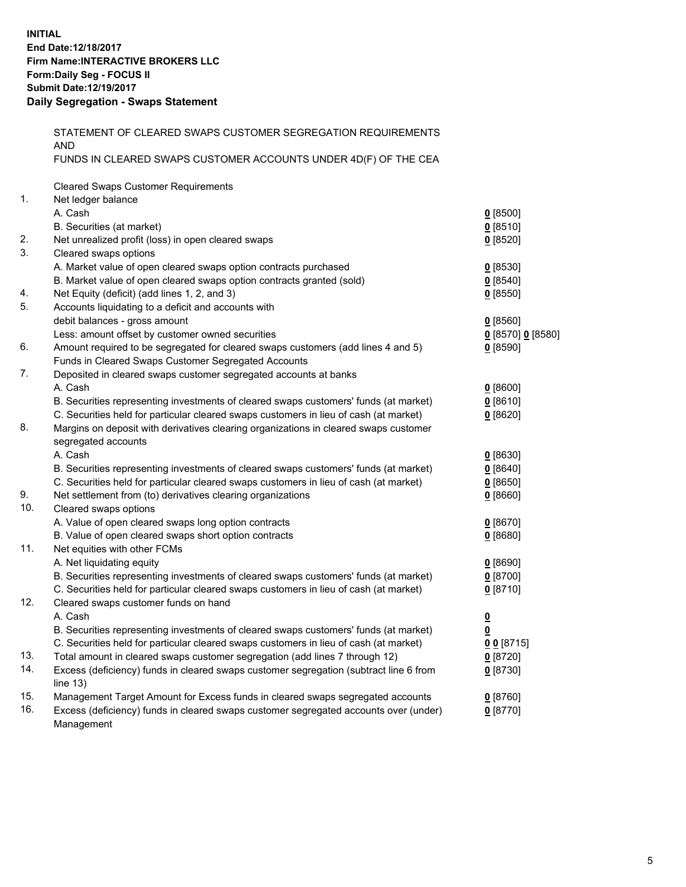**INITIAL**
**End Date:12/18/2017**
**Firm Name:INTERACTIVE BROKERS LLC**
**Form:Daily Seg - FOCUS II**
**Submit Date:12/19/2017**
**Daily Segregation - Swaps Statement**

STATEMENT OF CLEARED SWAPS CUSTOMER SEGREGATION REQUIREMENTS AND FUNDS IN CLEARED SWAPS CUSTOMER ACCOUNTS UNDER 4D(F) OF THE CEA

| | | |
|---|---|---|
| | Cleared Swaps Customer Requirements | |
| 1. | Net ledger balance | |
| | A. Cash | 0 [8500] |
| | B. Securities (at market) | 0 [8510] |
| 2. | Net unrealized profit (loss) in open cleared swaps | 0 [8520] |
| 3. | Cleared swaps options | |
| | A. Market value of open cleared swaps option contracts purchased | 0 [8530] |
| | B. Market value of open cleared swaps option contracts granted (sold) | 0 [8540] |
| 4. | Net Equity (deficit) (add lines 1, 2, and 3) | 0 [8550] |
| 5. | Accounts liquidating to a deficit and accounts with debit balances - gross amount | 0 [8560] |
| | Less: amount offset by customer owned securities | 0 [8570] 0 [8580] |
| 6. | Amount required to be segregated for cleared swaps customers (add lines 4 and 5) | 0 [8590] |
| | Funds in Cleared Swaps Customer Segregated Accounts | |
| 7. | Deposited in cleared swaps customer segregated accounts at banks | |
| | A. Cash | 0 [8600] |
| | B. Securities representing investments of cleared swaps customers' funds (at market) | 0 [8610] |
| | C. Securities held for particular cleared swaps customers in lieu of cash (at market) | 0 [8620] |
| 8. | Margins on deposit with derivatives clearing organizations in cleared swaps customer segregated accounts | |
| | A. Cash | 0 [8630] |
| | B. Securities representing investments of cleared swaps customers' funds (at market) | 0 [8640] |
| | C. Securities held for particular cleared swaps customers in lieu of cash (at market) | 0 [8650] |
| 9. | Net settlement from (to) derivatives clearing organizations | 0 [8660] |
| 10. | Cleared swaps options | |
| | A. Value of open cleared swaps long option contracts | 0 [8670] |
| | B. Value of open cleared swaps short option contracts | 0 [8680] |
| 11. | Net equities with other FCMs | |
| | A. Net liquidating equity | 0 [8690] |
| | B. Securities representing investments of cleared swaps customers' funds (at market) | 0 [8700] |
| | C. Securities held for particular cleared swaps customers in lieu of cash (at market) | 0 [8710] |
| 12. | Cleared swaps customer funds on hand | |
| | A. Cash | 0 |
| | B. Securities representing investments of cleared swaps customers' funds (at market) | 0 |
| | C. Securities held for particular cleared swaps customers in lieu of cash (at market) | 0 0 [8715] |
| 13. | Total amount in cleared swaps customer segregation (add lines 7 through 12) | 0 [8720] |
| 14. | Excess (deficiency) funds in cleared swaps customer segregation (subtract line 6 from line 13) | 0 [8730] |
| 15. | Management Target Amount for Excess funds in cleared swaps segregated accounts | 0 [8760] |
| 16. | Excess (deficiency) funds in cleared swaps customer segregated accounts over (under) Management | 0 [8770] |